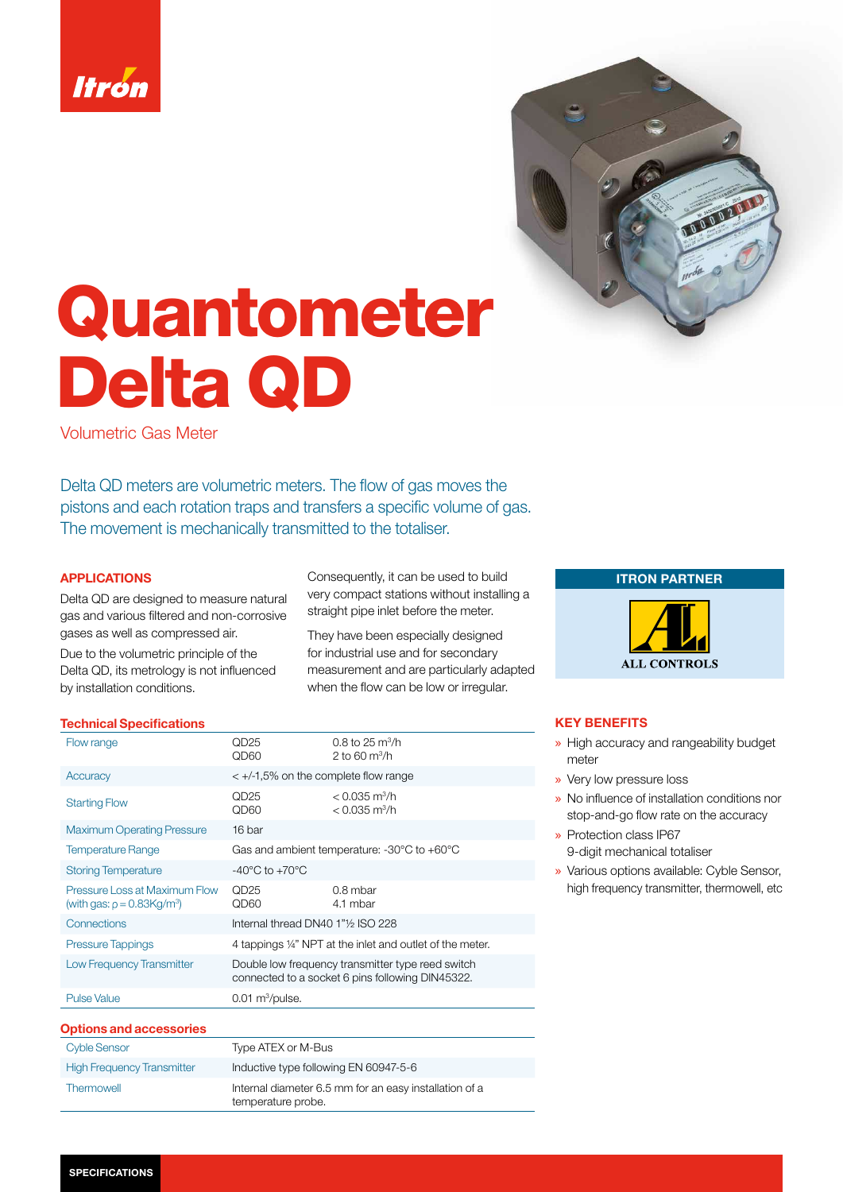# Quantometer Delta QD

Volumetric Gas Meter

Delta QD meters are volumetric meters. The flow of gas moves the pistons and each rotation traps and transfers a specific volume of gas. The movement is mechanically transmitted to the totaliser.

## APPLICATIONS

Delta QD are designed to measure natural gas and various filtered and non-corrosive gases as well as compressed air.

Due to the volumetric principle of the Delta QD, its metrology is not influenced by installation conditions.

Consequently, it can be used to build very compact stations without installing a straight pipe inlet before the meter.

They have been especially designed for industrial use and for secondary measurement and are particularly adapted when the flow can be low or irregular.

## ITRON PARTNER

ALL CONTROLS

## KEY BENEFITS

- High accuracy and rangeability budget meter
- Very low pressure loss
- No influence of installation conditions nor stop-and-go flow rate on the accuracy
- Protection class IP67 9-digit mechanical totaliser
- Various options available: Cyble Sensor, high frequency transmitter, thermowell, etc

## Technical Specifications

| | | |
|---|---|---|
| Flow range | QD25<br>QD60 | 0.8 to 25 $m^3/h$<br>2 to 60 $m^3/h$ |
| Accuracy | < +/-1,5% on the complete flow range | |
| Starting Flow | QD25<br>QD60 | < 0.035 $m^3/h$<br>< 0.035 $m^3/h$ |
| Maximum Operating Pressure | 16 bar | |
| Temperature Range | Gas and ambient temperature: -30°C to +60°C | |
| Storing Temperature | -40°C to +70°C | |
| Pressure Loss at Maximum Flow (with gas: $\rho = 0.83 Kg/m^3$) | QD25<br>QD60 | 0.8 mbar<br>4.1 mbar |
| Connections | Internal thread DN40 1"½ ISO 228 | |
| Pressure Tappings | 4 tappings ¼" NPT at the inlet and outlet of the meter. | |
| Low Frequency Transmitter | Double low frequency transmitter type reed switch connected to a socket 6 pins following DIN45322. | |
| Pulse Value | 0.01 $m^3$/pulse. | |

## Options and accessories

| | |
|---|---|
| Cyble Sensor | Type ATEX or M-Bus |
| High Frequency Transmitter | Inductive type following EN 60947-5-6 |
| Thermowell | Internal diameter 6.5 mm for an easy installation of a temperature probe. |

SPECIFICATIONS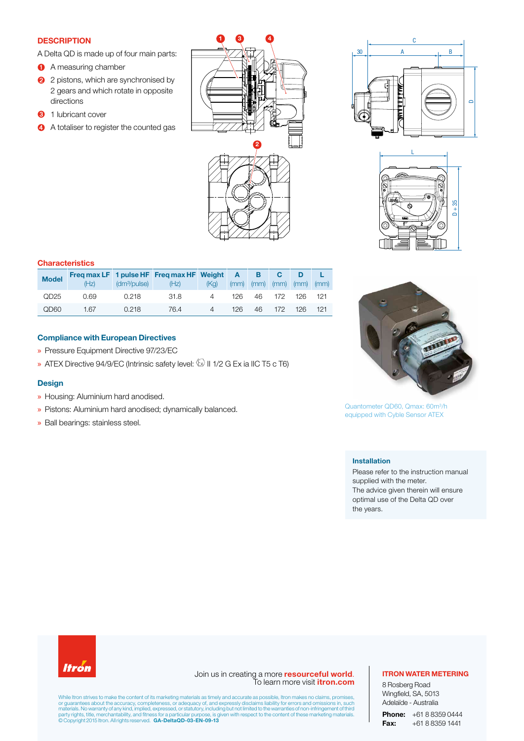## DESCRIPTION

A Delta QD is made up of four main parts:

1. A measuring chamber
2. 2 pistons, which are synchronised by 2 gears and which rotate in opposite directions
3. 1 lubricant cover
4. A totaliser to register the counted gas

C

30

A

B

D

L

D + 35

### Characteristics

| Model | Freq max LF (Hz) | 1 pulse HF (dm³/pulse) | Freq max HF (Hz) | Weight (Kg) | A (mm) | B (mm) | C (mm) | D (mm) | L (mm) |
|---|---|---|---|---|---|---|---|---|---|
| QD25 | 0.69 | 0.218 | 31.8 | 4 | 126 | 46 | 172 | 126 | 121 |
| QD60 | 1.67 | 0.218 | 76.4 | 4 | 126 | 46 | 172 | 126 | 121 |

Quantometer QD60, Qmax: 60m³/h equipped with Cyble Sensor ATEX

### Compliance with European Directives

» Pressure Equipment Directive 97/23/EC

» ATEX Directive 94/9/EC (Intrinsic safety level: Ex II 1/2 G Ex ia IIC T5 c T6)

### Design

» Housing: Aluminium hard anodised.

» Pistons: Aluminium hard anodised; dynamically balanced.

» Ball bearings: stainless steel.

**Installation**

Please refer to the instruction manual supplied with the meter.
The advice given therein will ensure optimal use of the Delta QD over the years.

Itron

Join us in creating a more **resourceful world**.
To learn more visit **itron.com**

While Itron strives to make the content of its marketing materials as timely and accurate as possible, Itron makes no claims, promises, or guarantees about the accuracy, completeness, or adequacy of, and expressly disclaims liability for errors and omissions in, such materials. No warranty of any kind, implied, expressed, or statutory, including but not limited to the warranties of non-infringement of third party rights, title, merchantability, and fitness for a particular purpose, is given with respect to the content of these marketing materials.
© Copyright 2015 Itron. All rights reserved. **GA-DeltaQD-03-EN-09-13**

**ITRON WATER METERING**

8 Rosberg Road
Wingfield, SA, 5013
Adelaïde - Australia

**Phone:** +61 8 8359 0444
**Fax:** +61 8 8359 1441